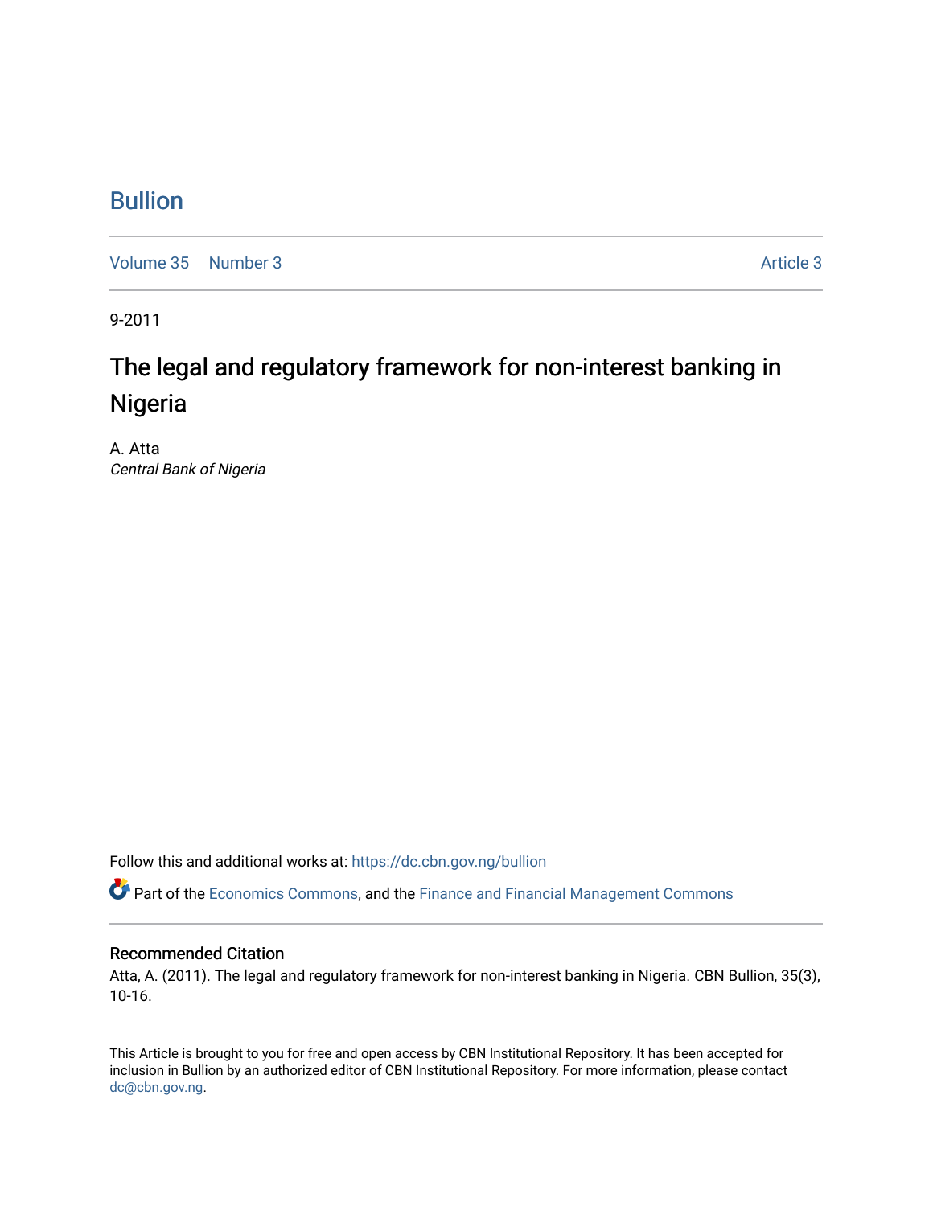# Bullion

Volume 35 | Number 3 | Article 3

9-2011

## The legal and regulatory framework for non-interest banking in Nigeria

A. Atta
*Central Bank of Nigeria*

Follow this and additional works at: https://dc.cbn.gov.ng/bullion

Part of the Economics Commons, and the Finance and Financial Management Commons

### Recommended Citation

Atta, A. (2011). The legal and regulatory framework for non-interest banking in Nigeria. CBN Bullion, 35(3), 10-16.

This Article is brought to you for free and open access by CBN Institutional Repository. It has been accepted for inclusion in Bullion by an authorized editor of CBN Institutional Repository. For more information, please contact dc@cbn.gov.ng.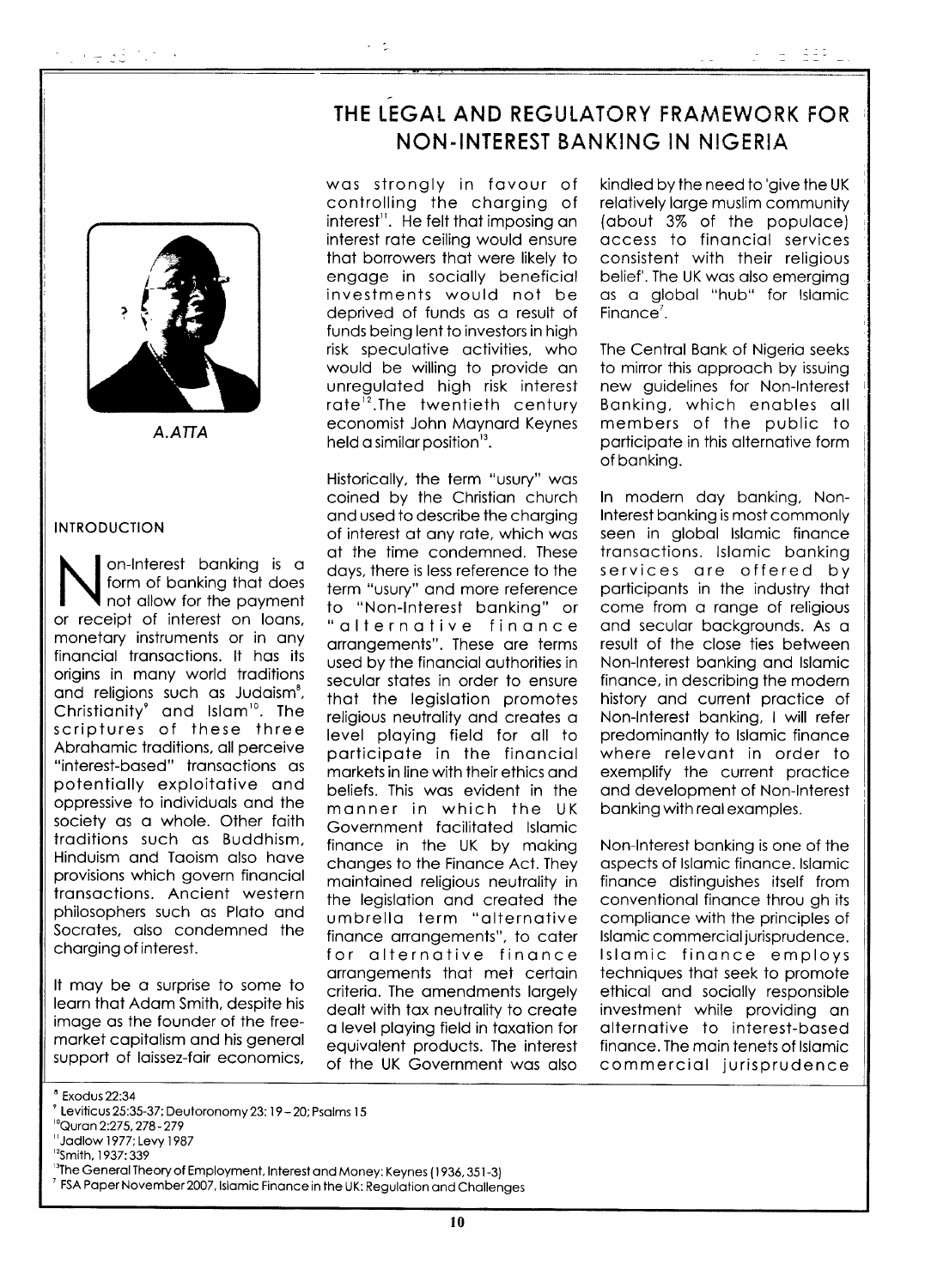# THE LEGAL AND REGULATORY FRAMEWORK FOR NON-INTEREST BANKING IN NIGERIA

*A.ATTA*

## INTRODUCTION

Non-Interest banking is a form of banking that does not allow for the payment or receipt of interest on loans, monetary instruments or in any financial transactions. It has its origins in many world traditions and religions such as Judaism[8], Christianity[9] and Islam[10]. The scriptures of these three Abrahamic traditions, all perceive "interest-based" transactions as potentially exploitative and oppressive to individuals and the society as a whole. Other faith traditions such as Buddhism, Hinduism and Taoism also have provisions which govern financial transactions. Ancient western philosophers such as Plato and Socrates, also condemned the charging of interest.

It may be a surprise to some to learn that Adam Smith, despite his image as the founder of the free-market capitalism and his general support of laissez-fair economics, was strongly in favour of controlling the charging of interest[11]. He felt that imposing an interest rate ceiling would ensure that borrowers that were likely to engage in socially beneficial investments would not be deprived of funds as a result of funds being lent to investors in high risk speculative activities, who would be willing to provide an unregulated high risk interest rate[12]. The twentieth century economist John Maynard Keynes held a similar position[13].

Historically, the term "usury" was coined by the Christian church and used to describe the charging of interest at any rate, which was at the time condemned. These days, there is less reference to the term "usury" and more reference to "Non-Interest banking" or "alternative finance arrangements". These are terms used by the financial authorities in secular states in order to ensure that the legislation promotes religious neutrality and creates a level playing field for all to participate in the financial markets in line with their ethics and beliefs. This was evident in the manner in which the UK Government facilitated Islamic finance in the UK by making changes to the Finance Act. They maintained religious neutrality in the legislation and created the umbrella term "alternative finance arrangements", to cater for alternative finance arrangements that met certain criteria. The amendments largely dealt with tax neutrality to create a level playing field in taxation for equivalent products. The interest of the UK Government was also kindled by the need to 'give the UK relatively large muslim community (about 3% of the populace) access to financial services consistent with their religious belief'. The UK was also emergimg as a global "hub" for Islamic Finance[7].

The Central Bank of Nigeria seeks to mirror this approach by issuing new guidelines for Non-Interest Banking, which enables all members of the public to participate in this alternative form of banking.

In modern day banking, Non-Interest banking is most commonly seen in global Islamic finance transactions. Islamic banking services are offered by participants in the industry that come from a range of religious and secular backgrounds. As a result of the close ties between Non-Interest banking and Islamic finance, in describing the modern history and current practice of Non-Interest banking, I will refer predominantly to Islamic finance where relevant in order to exemplify the current practice and development of Non-Interest banking with real examples.

Non-Interest banking is one of the aspects of Islamic finance. Islamic finance distinguishes itself from conventional finance throu gh its compliance with the principles of Islamic commercial jurisprudence. Islamic finance employs techniques that seek to promote ethical and socially responsible investment while providing an alternative to interest-based finance. The main tenets of Islamic commercial jurisprudence

---

[8] Exodus 22:34

[9] Leviticus 25:35-37; Deutoronomy 23: 19 – 20; Psalms 15

[10] Quran 2:275, 278 - 279

[11] Jadlow 1977; Levy 1987

[12] Smith, 1937: 339

[13] The General Theory of Employment, Interest and Money: Keynes (1936, 351-3)

[7] FSA Paper November 2007, Islamic Finance in the UK: Regulation and Challenges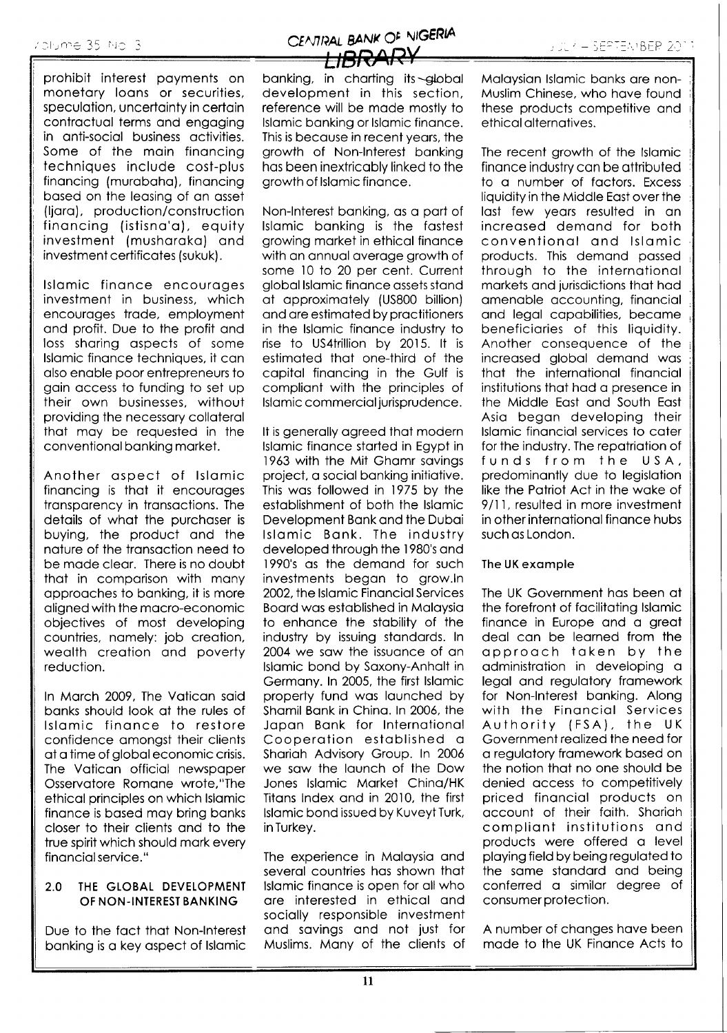prohibit interest payments on monetary loans or securities, speculation, uncertainty in certain contractual terms and engaging in anti-social business activities. Some of the main financing techniques include cost-plus financing (murabaha), financing based on the leasing of an asset (Ijara), production/construction financing (istisna'a), equity investment (musharaka) and investment certificates (sukuk).

Islamic finance encourages investment in business, which encourages trade, employment and profit. Due to the profit and loss sharing aspects of some Islamic finance techniques, it can also enable poor entrepreneurs to gain access to funding to set up their own businesses, without providing the necessary collateral that may be requested in the conventional banking market.

Another aspect of Islamic financing is that it encourages transparency in transactions. The details of what the purchaser is buying, the product and the nature of the transaction need to be made clear. There is no doubt that in comparison with many approaches to banking, it is more aligned with the macro-economic objectives of most developing countries, namely: job creation, wealth creation and poverty reduction.

In March 2009, The Vatican said banks should look at the rules of Islamic finance to restore confidence amongst their clients at a time of global economic crisis. The Vatican official newspaper Osservatore Romane wrote,"The ethical principles on which Islamic finance is based may bring banks closer to their clients and to the true spirit which should mark every financial service."

## 2.0 THE GLOBAL DEVELOPMENT OF NON-INTEREST BANKING

Due to the fact that Non-Interest banking is a key aspect of Islamic banking, in charting its global development in this section, reference will be made mostly to Islamic banking or Islamic finance. This is because in recent years, the growth of Non-Interest banking has been inextricably linked to the growth of Islamic finance.

Non-Interest banking, as a part of Islamic banking is the fastest growing market in ethical finance with an annual average growth of some 10 to 20 per cent. Current global Islamic finance assets stand at approximately (US800 billion) and are estimated by practitioners in the Islamic finance industry to rise to US4trillion by 2015. It is estimated that one-third of the capital financing in the Gulf is compliant with the principles of Islamic commercial jurisprudence.

It is generally agreed that modern Islamic finance started in Egypt in 1963 with the Mit Ghamr savings project, a social banking initiative. This was followed in 1975 by the establishment of both the Islamic Development Bank and the Dubai Islamic Bank. The industry developed through the 1980's and 1990's as the demand for such investments began to grow.In 2002, the Islamic Financial Services Board was established in Malaysia to enhance the stability of the industry by issuing standards. In 2004 we saw the issuance of an Islamic bond by Saxony-Anhalt in Germany. In 2005, the first Islamic property fund was launched by Shamil Bank in China. In 2006, the Japan Bank for International Cooperation established a Shariah Advisory Group. In 2006 we saw the launch of the Dow Jones Islamic Market China/HK Titans Index and in 2010, the first Islamic bond issued by Kuveyt Turk, in Turkey.

The experience in Malaysia and several countries has shown that Islamic finance is open for all who are interested in ethical and socially responsible investment and savings and not just for Muslims. Many of the clients of Malaysian Islamic banks are non-Muslim Chinese, who have found these products competitive and ethical alternatives.

The recent growth of the Islamic finance industry can be attributed to a number of factors. Excess liquidity in the Middle East over the last few years resulted in an increased demand for both conventional and Islamic products. This demand passed through to the international markets and jurisdictions that had amenable accounting, financial and legal capabilities, became beneficiaries of this liquidity. Another consequence of the increased global demand was that the international financial institutions that had a presence in the Middle East and South East Asia began developing their Islamic financial services to cater for the industry. The repatriation of funds from the USA, predominantly due to legislation like the Patriot Act in the wake of 9/11, resulted in more investment in other international finance hubs such as London.

### The UK example

The UK Government has been at the forefront of facilitating Islamic finance in Europe and a great deal can be learned from the approach taken by the administration in developing a legal and regulatory framework for Non-Interest banking. Along with the Financial Services Authority (FSA), the UK Government realized the need for a regulatory framework based on the notion that no one should be denied access to competitively priced financial products on account of their faith. Shariah compliant institutions and products were offered a level playing field by being regulated to the same standard and being conferred a similar degree of consumer protection.

A number of changes have been made to the UK Finance Acts to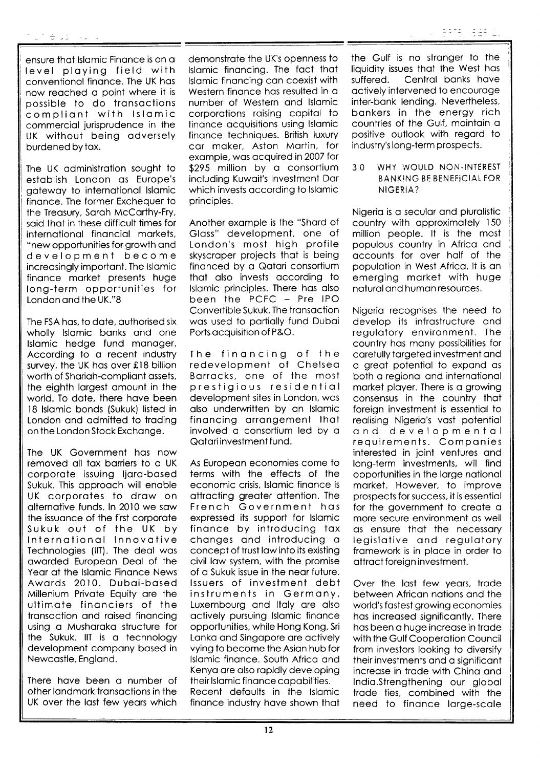ensure that Islamic Finance is on a level playing field with conventional finance. The UK has now reached a point where it is possible to do transactions compliant with Islamic commercial jurisprudence in the UK without being adversely burdened by tax.

The UK administration sought to establish London as Europe's gateway to international Islamic finance. The former Exchequer to the Treasury, Sarah McCarthy-Fry, said that in these difficult times for international financial markets, "new opportunities for growth and development become increasingly important. The Islamic finance market presents huge long-term opportunities for London and the UK."8

The FSA has, to date, authorised six wholly Islamic banks and one Islamic hedge fund manager. According to a recent industry survey, the UK has over £18 billion worth of Shariah-compliant assets, the eighth largest amount in the world. To date, there have been 18 Islamic bonds (Sukuk) listed in London and admitted to trading on the London Stock Exchange.

The UK Government has now removed all tax barriers to a UK corporate issuing Ijara-based Sukuk. This approach will enable UK corporates to draw on alternative funds. In 2010 we saw the issuance of the first corporate Sukuk out of the UK by International Innovative Technologies (IIT). The deal was awarded European Deal of the Year at the Islamic Finance News Awards 2010. Dubai-based Millenium Private Equity are the ultimate financiers of the transaction and raised financing using a Musharaka structure for the Sukuk. IIT is a technology development company based in Newcastle, England.

There have been a number of other landmark transactions in the UK over the last few years which demonstrate the UK's openness to Islamic financing. The fact that Islamic financing can coexist with Western finance has resulted in a number of Western and Islamic corporations raising capital to finance acquisitions using Islamic finance techniques. British luxury car maker, Aston Martin, for example, was acquired in 2007 for $295 million by a consortium including Kuwait's Investment Dar which invests according to Islamic principles.

Another example is the "Shard of Glass" development, one of London's most high profile skyscraper projects that is being financed by a Qatari consortium that also invests according to Islamic principles. There has also been the PCFC – Pre IPO Convertible Sukuk. The transaction was used to partially fund Dubai Ports acquisition of P&O.

The financing of the redevelopment of Chelsea Barracks, one of the most prestigious residential development sites in London, was also underwritten by an Islamic financing arrangement that involved a consortium led by a Qatari investment fund.

As European economies come to terms with the effects of the economic crisis, Islamic finance is attracting greater attention. The French Government has expressed its support for Islamic finance by introducing tax changes and introducing a concept of trust law into its existing civil law system, with the promise of a Sukuk issue in the near future. Issuers of investment debt instruments in Germany, Luxembourg and Italy are also actively pursuing Islamic finance opportunities, while Hong Kong, Sri Lanka and Singapore are actively vying to become the Asian hub for Islamic finance. South Africa and Kenya are also rapidly developing their Islamic finance capabilities.
Recent defaults in the Islamic finance industry have shown that the Gulf is no stranger to the liquidity issues that the West has suffered. Central banks have actively intervened to encourage inter-bank lending. Nevertheless, bankers in the energy rich countries of the Gulf, maintain a positive outlook with regard to industry's long-term prospects.

## 3.0 WHY WOULD NON-INTEREST BANKING BE BENEFICIAL FOR NIGERIA?

Nigeria is a secular and pluralistic country with approximately 150 million people. It is the most populous country in Africa and accounts for over half of the population in West Africa. It is an emerging market with huge natural and human resources.

Nigeria recognises the need to develop its infrastructure and regulatory environment. The country has many possibilities for carefully targeted investment and a great potential to expand as both a regional and international market player. There is a growing consensus in the country that foreign investment is essential to realising Nigeria's vast potential and developmental requirements. Companies interested in joint ventures and long-term investments, will find opportunities in the large national market. However, to improve prospects for success, it is essential for the government to create a more secure environment as well as ensure that the necessary legislative and regulatory framework is in place in order to attract foreign investment.

Over the last few years, trade between African nations and the world's fastest growing economies has increased significantly. There has been a huge increase in trade with the Gulf Cooperation Council from investors looking to diversify their investments and a significant increase in trade with China and India.Strengthening our global trade ties, combined with the need to finance large-scale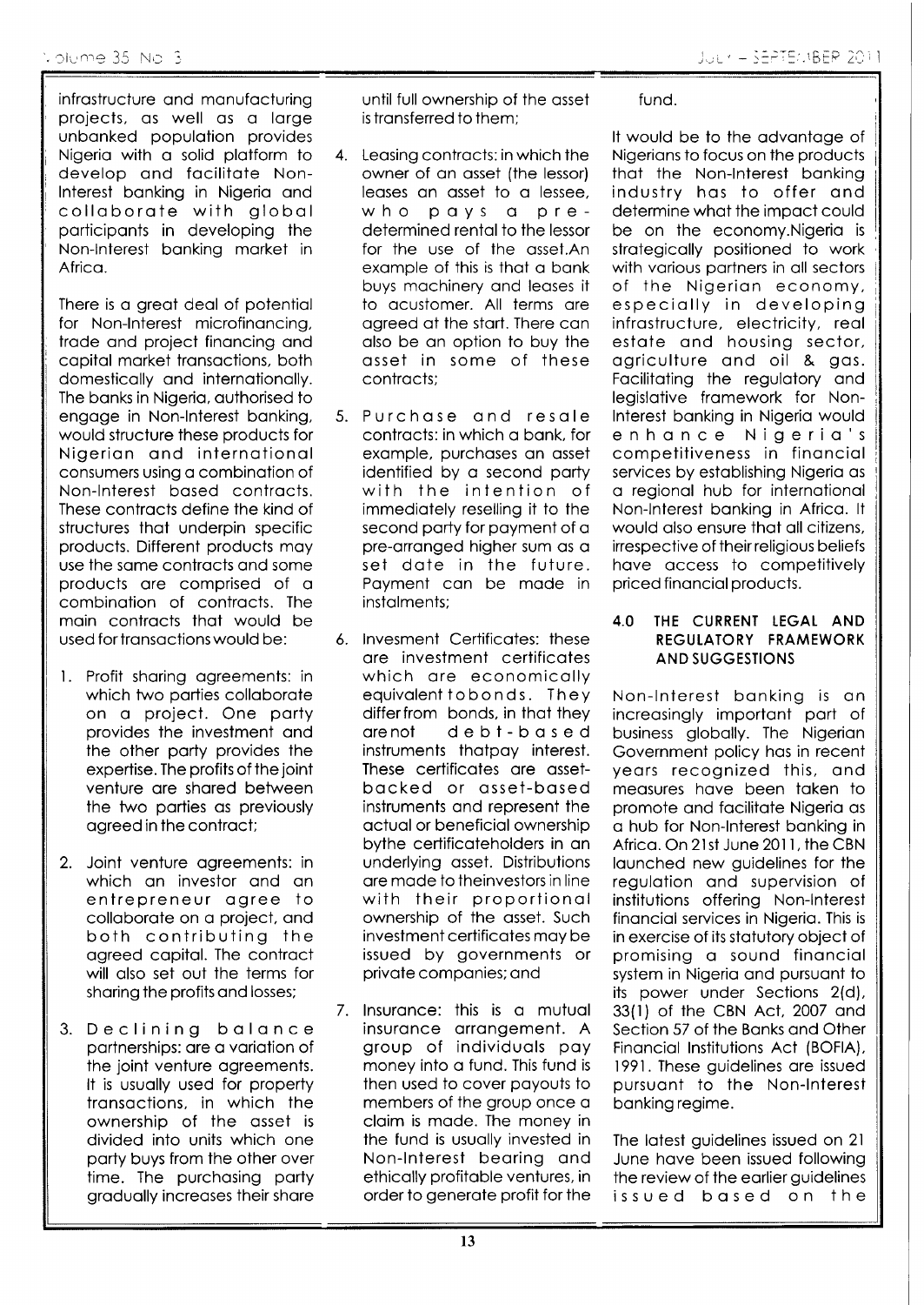infrastructure and manufacturing projects, as well as a large unbanked population provides Nigeria with a solid platform to develop and facilitate Non-Interest banking in Nigeria and collaborate with global participants in developing the Non-Interest banking market in Africa.

There is a great deal of potential for Non-Interest microfinancing, trade and project financing and capital market transactions, both domestically and internationally. The banks in Nigeria, authorised to engage in Non-Interest banking, would structure these products for Nigerian and international consumers using a combination of Non-Interest based contracts. These contracts define the kind of structures that underpin specific products. Different products may use the same contracts and some products are comprised of a combination of contracts. The main contracts that would be used for transactions would be:

1. Profit sharing agreements: in which two parties collaborate on a project. One party provides the investment and the other party provides the expertise. The profits of the joint venture are shared between the two parties as previously agreed in the contract;

2. Joint venture agreements: in which an investor and an entrepreneur agree to collaborate on a project, and both contributing the agreed capital. The contract will also set out the terms for sharing the profits and losses;

3. Declining balance partnerships: are a variation of the joint venture agreements. It is usually used for property transactions, in which the ownership of the asset is divided into units which one party buys from the other over time. The purchasing party gradually increases their share until full ownership of the asset is transferred to them;

4. Leasing contracts: in which the owner of an asset (the lessor) leases an asset to a lessee, who pays a pre-determined rental to the lessor for the use of the asset.An example of this is that a bank buys machinery and leases it to acustomer. All terms are agreed at the start. There can also be an option to buy the asset in some of these contracts;

5. Purchase and resale contracts: in which a bank, for example, purchases an asset identified by a second party with the intention of immediately reselling it to the second party for payment of a pre-arranged higher sum as a set date in the future. Payment can be made in instalments;

6. Invesment Certificates: these are investment certificates which are economically equivalent tobonds. They differ from bonds, in that they are not debt-based instruments thatpay interest. These certificates are asset-backed or asset-based instruments and represent the actual or beneficial ownership bythe certificateholders in an underlying asset. Distributions are made to theinvestors in line with their proportional ownership of the asset. Such investment certificates may be issued by governments or private companies; and

7. Insurance: this is a mutual insurance arrangement. A group of individuals pay money into a fund. This fund is then used to cover payouts to members of the group once a claim is made. The money in the fund is usually invested in Non-Interest bearing and ethically profitable ventures, in order to generate profit for the fund.

It would be to the advantage of Nigerians to focus on the products that the Non-Interest banking industry has to offer and determine what the impact could be on the economy.Nigeria is strategically positioned to work with various partners in all sectors of the Nigerian economy, especially in developing infrastructure, electricity, real estate and housing sector, agriculture and oil & gas. Facilitating the regulatory and legislative framework for Non-Interest banking in Nigeria would enhance Nigeria's competitiveness in financial services by establishing Nigeria as a regional hub for international Non-Interest banking in Africa. It would also ensure that all citizens, irrespective of their religious beliefs have access to competitively priced financial products.

## 4.0 THE CURRENT LEGAL AND REGULATORY FRAMEWORK AND SUGGESTIONS

Non-Interest banking is an increasingly important part of business globally. The Nigerian Government policy has in recent years recognized this, and measures have been taken to promote and facilitate Nigeria as a hub for Non-Interest banking in Africa. On 21st June 2011, the CBN launched new guidelines for the regulation and supervision of institutions offering Non-Interest financial services in Nigeria. This is in exercise of its statutory object of promising a sound financial system in Nigeria and pursuant to its power under Sections 2(d), 33(1) of the CBN Act, 2007 and Section 57 of the Banks and Other Financial Institutions Act (BOFIA), 1991. These guidelines are issued pursuant to the Non-Interest banking regime.

The latest guidelines issued on 21 June have been issued following the review of the earlier guidelines issued based on the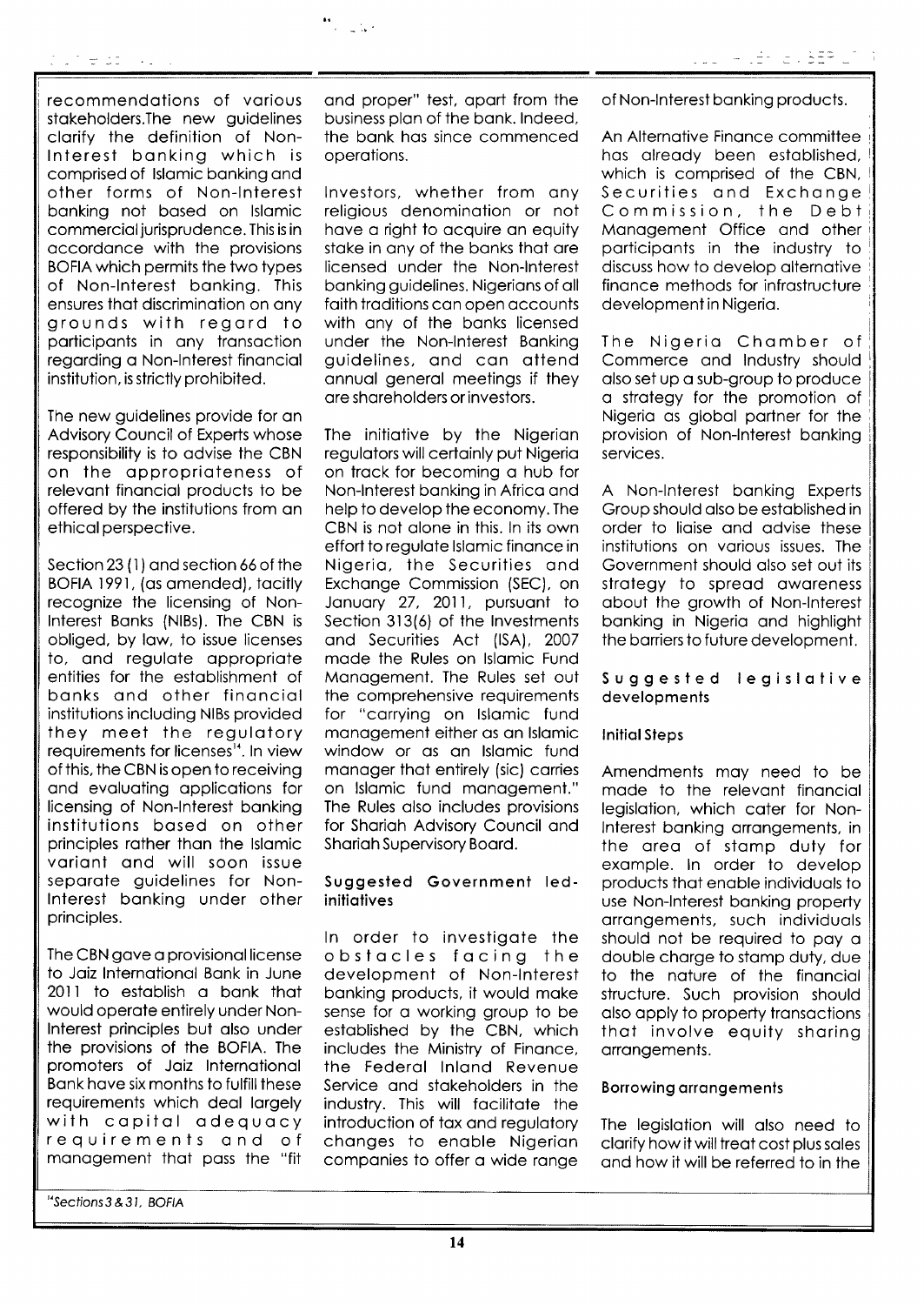recommendations of various stakeholders.The new guidelines clarify the definition of Non-Interest banking which is comprised of Islamic banking and other forms of Non-Interest banking not based on Islamic commercial jurisprudence. This is in accordance with the provisions BOFIA which permits the two types of Non-Interest banking. This ensures that discrimination on any grounds with regard to participants in any transaction regarding a Non-Interest financial institution, is strictly prohibited.

The new guidelines provide for an Advisory Council of Experts whose responsibility is to advise the CBN on the appropriateness of relevant financial products to be offered by the institutions from an ethical perspective.

Section 23 (1) and section 66 of the BOFIA 1991, (as amended), tacitly recognize the licensing of Non-Interest Banks (NIBs). The CBN is obliged, by law, to issue licenses to, and regulate appropriate entities for the establishment of banks and other financial institutions including NIBs provided they meet the regulatory requirements for licenses[14]. In view of this, the CBN is open to receiving and evaluating applications for licensing of Non-Interest banking institutions based on other principles rather than the Islamic variant and will soon issue separate guidelines for Non-Interest banking under other principles.

The CBN gave a provisional license to Jaiz International Bank in June 2011 to establish a bank that would operate entirely under Non-Interest principles but also under the provisions of the BOFIA. The promoters of Jaiz International Bank have six months to fulfill these requirements which deal largely with capital adequacy requirements and of management that pass the "fit and proper" test, apart from the business plan of the bank. Indeed, the bank has since commenced operations.

Investors, whether from any religious denomination or not have a right to acquire an equity stake in any of the banks that are licensed under the Non-Interest banking guidelines. Nigerians of all faith traditions can open accounts with any of the banks licensed under the Non-Interest Banking guidelines, and can attend annual general meetings if they are shareholders or investors.

The initiative by the Nigerian regulators will certainly put Nigeria on track for becoming a hub for Non-Interest banking in Africa and help to develop the economy. The CBN is not alone in this. In its own effort to regulate Islamic finance in Nigeria, the Securities and Exchange Commission (SEC), on January 27, 2011, pursuant to Section 313(6) of the Investments and Securities Act (ISA), 2007 made the Rules on Islamic Fund Management. The Rules set out the comprehensive requirements for "carrying on Islamic fund management either as an Islamic window or as an Islamic fund manager that entirely (sic) carries on Islamic fund management." The Rules also includes provisions for Shariah Advisory Council and Shariah Supervisory Board.

### Suggested Government led-initiatives

In order to investigate the obstacles facing the development of Non-Interest banking products, it would make sense for a working group to be established by the CBN, which includes the Ministry of Finance, the Federal Inland Revenue Service and stakeholders in the industry. This will facilitate the introduction of tax and regulatory changes to enable Nigerian companies to offer a wide range of Non-Interest banking products.

An Alternative Finance committee has already been established, which is comprised of the CBN, Securities and Exchange Commission, the Debt Management Office and other participants in the industry to discuss how to develop alternative finance methods for infrastructure development in Nigeria.

The Nigeria Chamber of Commerce and Industry should also set up a sub-group to produce a strategy for the promotion of Nigeria as global partner for the provision of Non-Interest banking services.

A Non-Interest banking Experts Group should also be established in order to liaise and advise these institutions on various issues. The Government should also set out its strategy to spread awareness about the growth of Non-Interest banking in Nigeria and highlight the barriers to future development.

### Suggested legislative developments

#### Initial Steps

Amendments may need to be made to the relevant financial legislation, which cater for Non-Interest banking arrangements, in the area of stamp duty for example. In order to develop products that enable individuals to use Non-Interest banking property arrangements, such individuals should not be required to pay a double charge to stamp duty, due to the nature of the financial structure. Such provision should also apply to property transactions that involve equity sharing arrangements.

#### Borrowing arrangements

The legislation will also need to clarify how it will treat cost plus sales and how it will be referred to in the

[14] Sections 3 & 31, BOFIA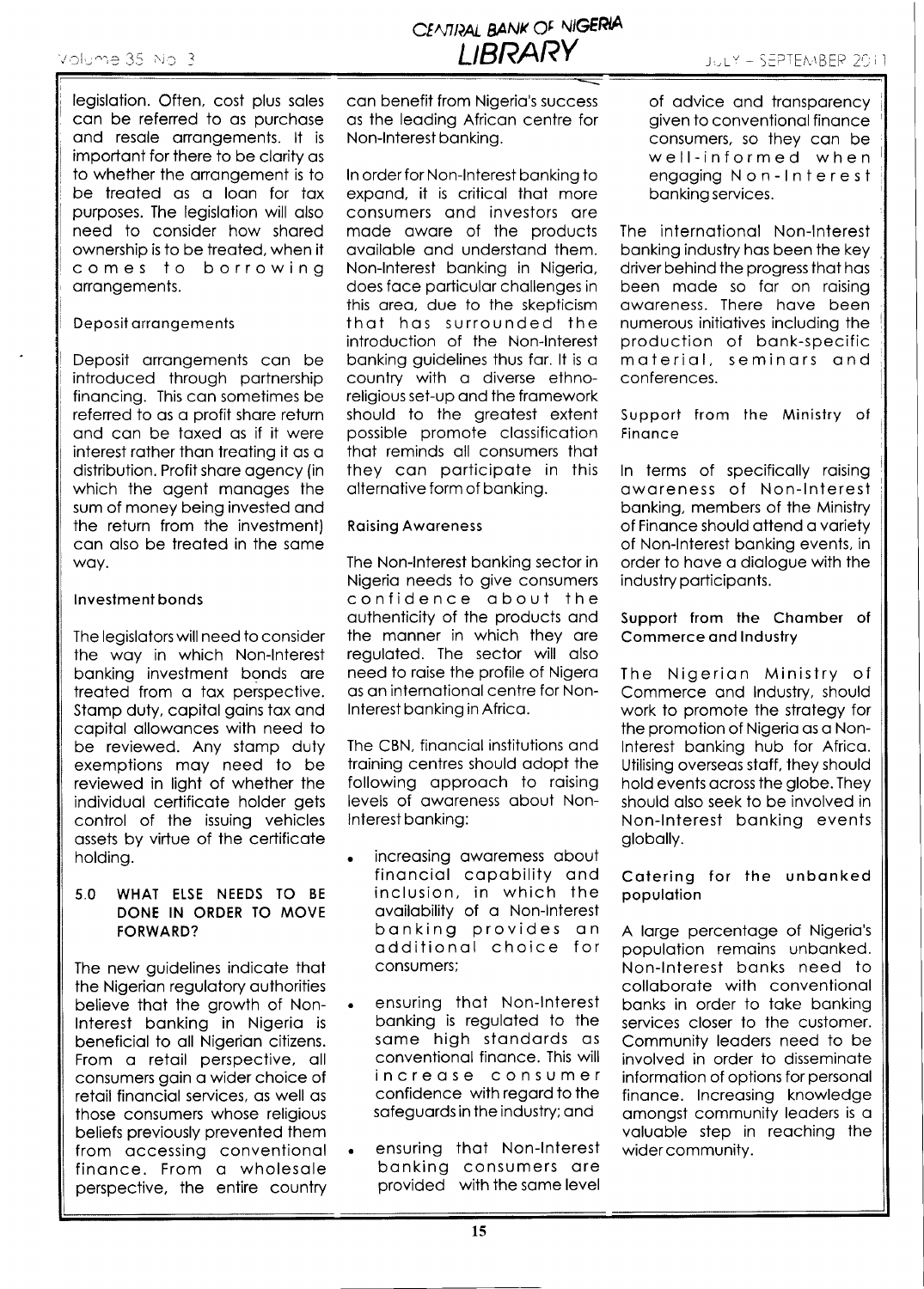legislation. Often, cost plus sales can be referred to as purchase and resale arrangements. It is important for there to be clarity as to whether the arrangement is to be treated as a loan for tax purposes. The legislation will also need to consider how shared ownership is to be treated, when it comes to borrowing arrangements.

#### Deposit arrangements

Deposit arrangements can be introduced through partnership financing. This can sometimes be referred to as a profit share return and can be taxed as if it were interest rather than treating it as a distribution. Profit share agency (in which the agent manages the sum of money being invested and the return from the investment) can also be treated in the same way.

#### Investment bonds

The legislators will need to consider the way in which Non-Interest banking investment bonds are treated from a tax perspective. Stamp duty, capital gains tax and capital allowances with need to be reviewed. Any stamp duty exemptions may need to be reviewed in light of whether the individual certificate holder gets control of the issuing vehicles assets by virtue of the certificate holding.

## 5.0 WHAT ELSE NEEDS TO BE DONE IN ORDER TO MOVE FORWARD?

The new guidelines indicate that the Nigerian regulatory authorities believe that the growth of Non-Interest banking in Nigeria is beneficial to all Nigerian citizens. From a retail perspective, all consumers gain a wider choice of retail financial services, as well as those consumers whose religious beliefs previously prevented them from accessing conventional finance. From a wholesale perspective, the entire country can benefit from Nigeria's success as the leading African centre for Non-Interest banking.

In order for Non-Interest banking to expand, it is critical that more consumers and investors are made aware of the products available and understand them. Non-Interest banking in Nigeria, does face particular challenges in this area, due to the skepticism that has surrounded the introduction of the Non-Interest banking guidelines thus far. It is a country with a diverse ethno-religious set-up and the framework should to the greatest extent possible promote classification that reminds all consumers that they can participate in this alternative form of banking.

#### Raising Awareness

The Non-Interest banking sector in Nigeria needs to give consumers confidence about the authenticity of the products and the manner in which they are regulated. The sector will also need to raise the profile of Nigera as an international centre for Non-Interest banking in Africa.

The CBN, financial institutions and training centres should adopt the following approach to raising levels of awareness about Non-Interest banking:

- increasing awaremess about financial capability and inclusion, in which the availability of a Non-Interest banking provides an additional choice for consumers;
- ensuring that Non-Interest banking is regulated to the same high standards as conventional finance. This will increase consumer confidence with regard to the safeguards in the industry; and
- ensuring that Non-Interest banking consumers are provided with the same level of advice and transparency given to conventional finance consumers, so they can be well-informed when engaging Non-Interest banking services.

The international Non-Interest banking industry has been the key driver behind the progress that has been made so far on raising awareness. There have been numerous initiatives including the production of bank-specific material, seminars and conferences.

#### Support from the Ministry of Finance

In terms of specifically raising awareness of Non-Interest banking, members of the Ministry of Finance should attend a variety of Non-Interest banking events, in order to have a dialogue with the industry participants.

#### Support from the Chamber of Commerce and Industry

The Nigerian Ministry of Commerce and Industry, should work to promote the strategy for the promotion of Nigeria as a Non-Interest banking hub for Africa. Utilising overseas staff, they should hold events across the globe. They should also seek to be involved in Non-Interest banking events globally.

#### Catering for the unbanked population

A large percentage of Nigeria's population remains unbanked. Non-Interest banks need to collaborate with conventional banks in order to take banking services closer to the customer. Community leaders need to be involved in order to disseminate information of options for personal finance. Increasing knowledge amongst community leaders is a valuable step in reaching the wider community.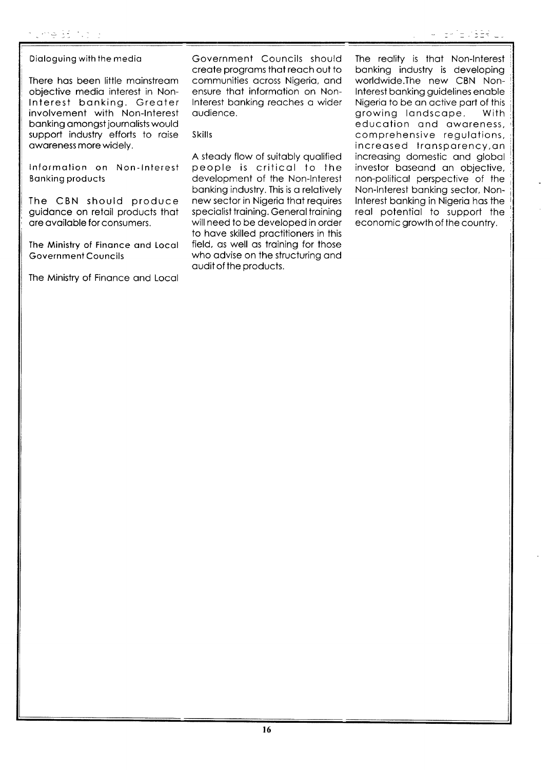### Dialoguing with the media

There has been little mainstream objective media interest in Non-Interest banking. Greater involvement with Non-Interest banking amongst journalists would support industry efforts to raise awareness more widely.

### Information on Non-Interest Banking products

The CBN should produce guidance on retail products that are available for consumers.

### The Ministry of Finance and Local Government Councils

The Ministry of Finance and Local Government Councils should create programs that reach out to communities across Nigeria, and ensure that information on Non-Interest banking reaches a wider audience.

### Skills

A steady flow of suitably qualified people is critical to the development of the Non-Interest banking industry. This is a relatively new sector in Nigeria that requires specialist training. General training will need to be developed in order to have skilled practitioners in this field, as well as training for those who advise on the structuring and audit of the products.

The reality is that Non-Interest banking industry is developing worldwide.The new CBN Non-Interest banking guidelines enable Nigeria to be an active part of this growing landscape. With education and awareness, comprehensive regulations, increased transparency,an increasing domestic and global investor baseand an objective, non-political perspective of the Non-Interest banking sector, Non-Interest banking in Nigeria has the real potential to support the economic growth of the country.